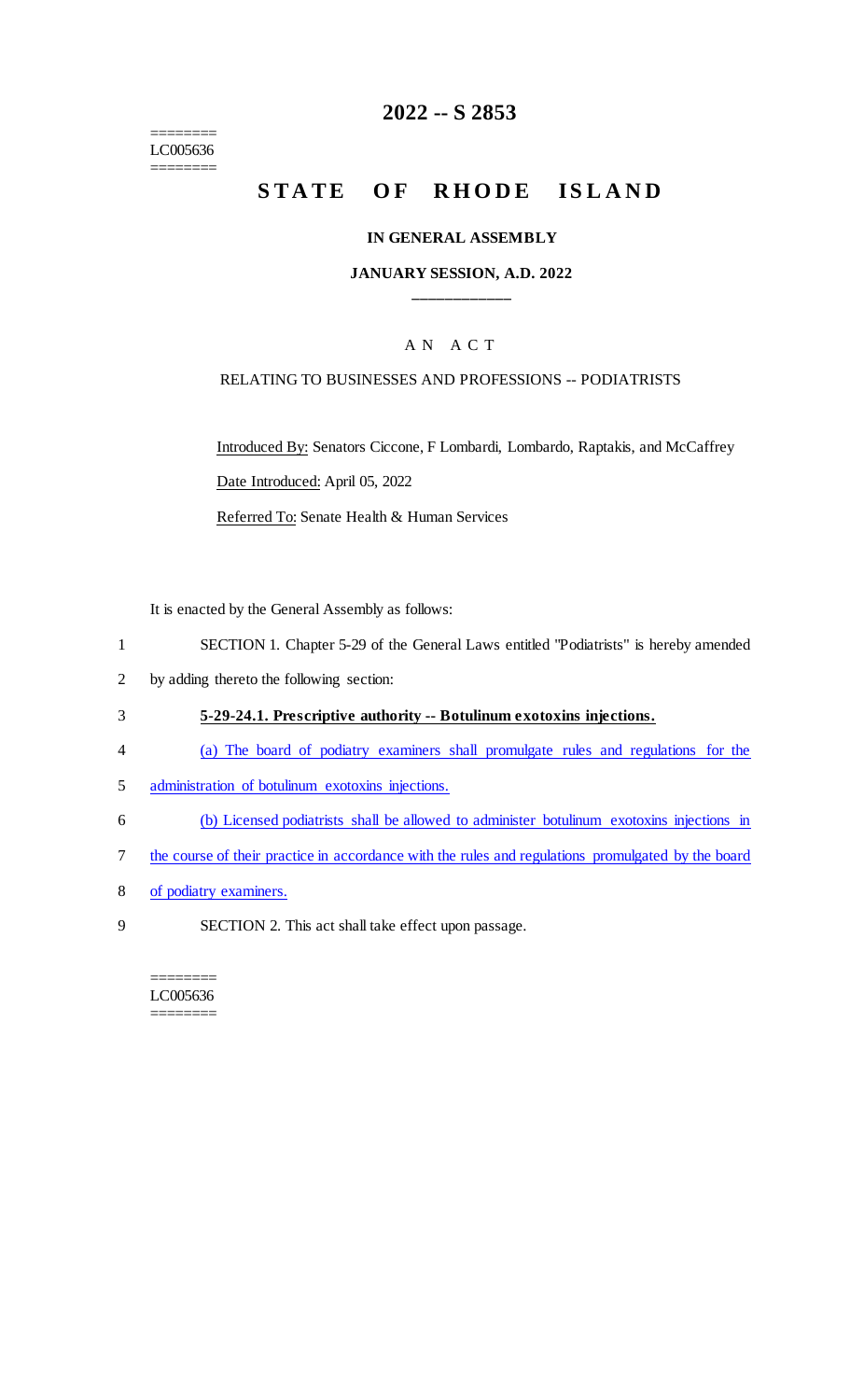========
LC005636
========

# 2022 -- S 2853

# STATE OF RHODE ISLAND

**IN GENERAL ASSEMBLY**

**JANUARY SESSION, A.D. 2022**

\_\_\_\_\_\_\_\_\_\_\_\_

A N A C T

RELATING TO BUSINESSES AND PROFESSIONS -- PODIATRISTS

Introduced By: Senators Ciccone, F Lombardi, Lombardo, Raptakis, and McCaffrey

Date Introduced: April 05, 2022

Referred To: Senate Health & Human Services

It is enacted by the General Assembly as follows:

1 SECTION 1. Chapter 5-29 of the General Laws entitled "Podiatrists" is hereby amended
2 by adding thereto the following section:

3 **5-29-24.1. Prescriptive authority -- Botulinum exotoxins injections.**

4 (a) The board of podiatry examiners shall promulgate rules and regulations for the
5 administration of botulinum exotoxins injections.

6 (b) Licensed podiatrists shall be allowed to administer botulinum exotoxins injections in
7 the course of their practice in accordance with the rules and regulations promulgated by the board
8 of podiatry examiners.

9 SECTION 2. This act shall take effect upon passage.

========
LC005636
========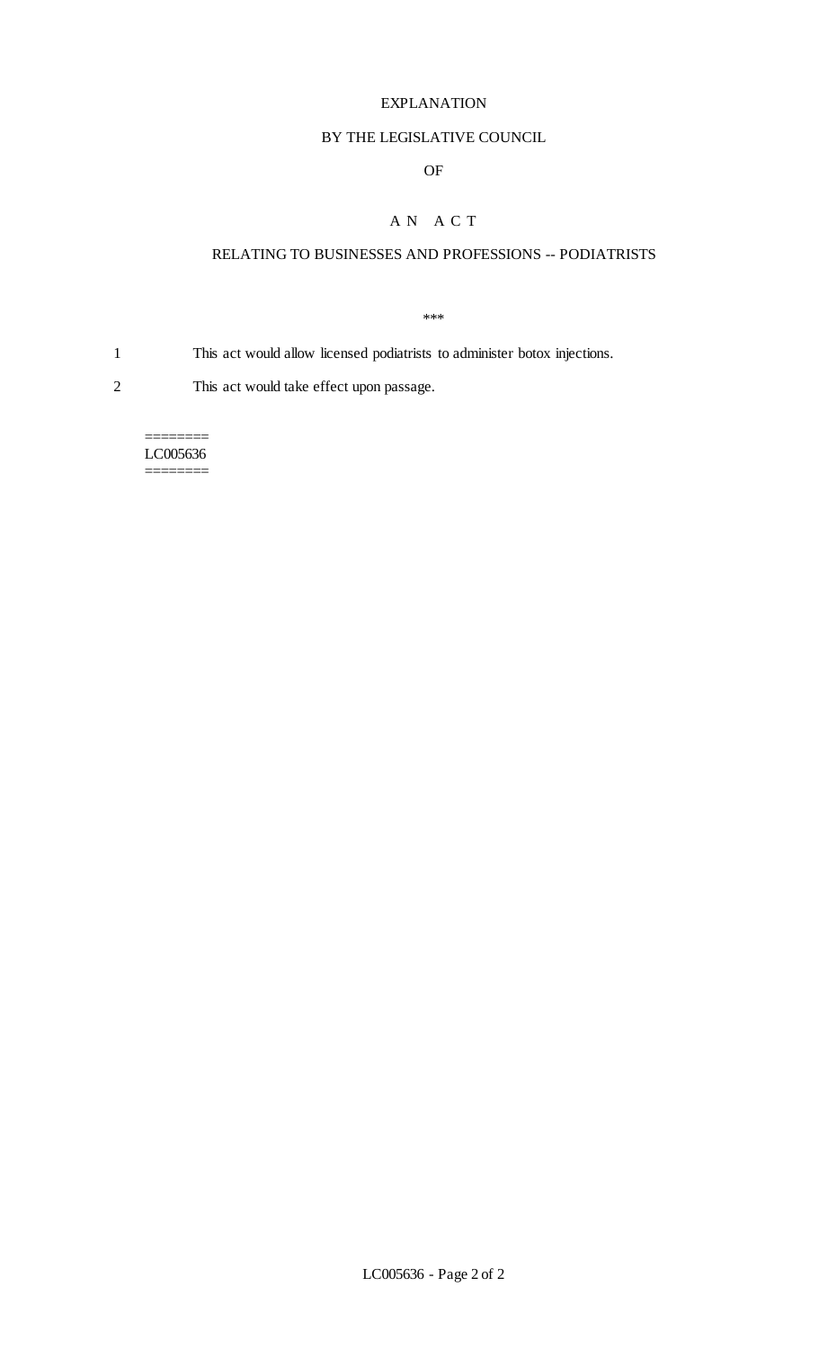EXPLANATION

BY THE LEGISLATIVE COUNCIL

OF

A N A C T

RELATING TO BUSINESSES AND PROFESSIONS -- PODIATRISTS

\*\*\*

1 This act would allow licensed podiatrists to administer botox injections.

2 This act would take effect upon passage.

========
LC005636
========